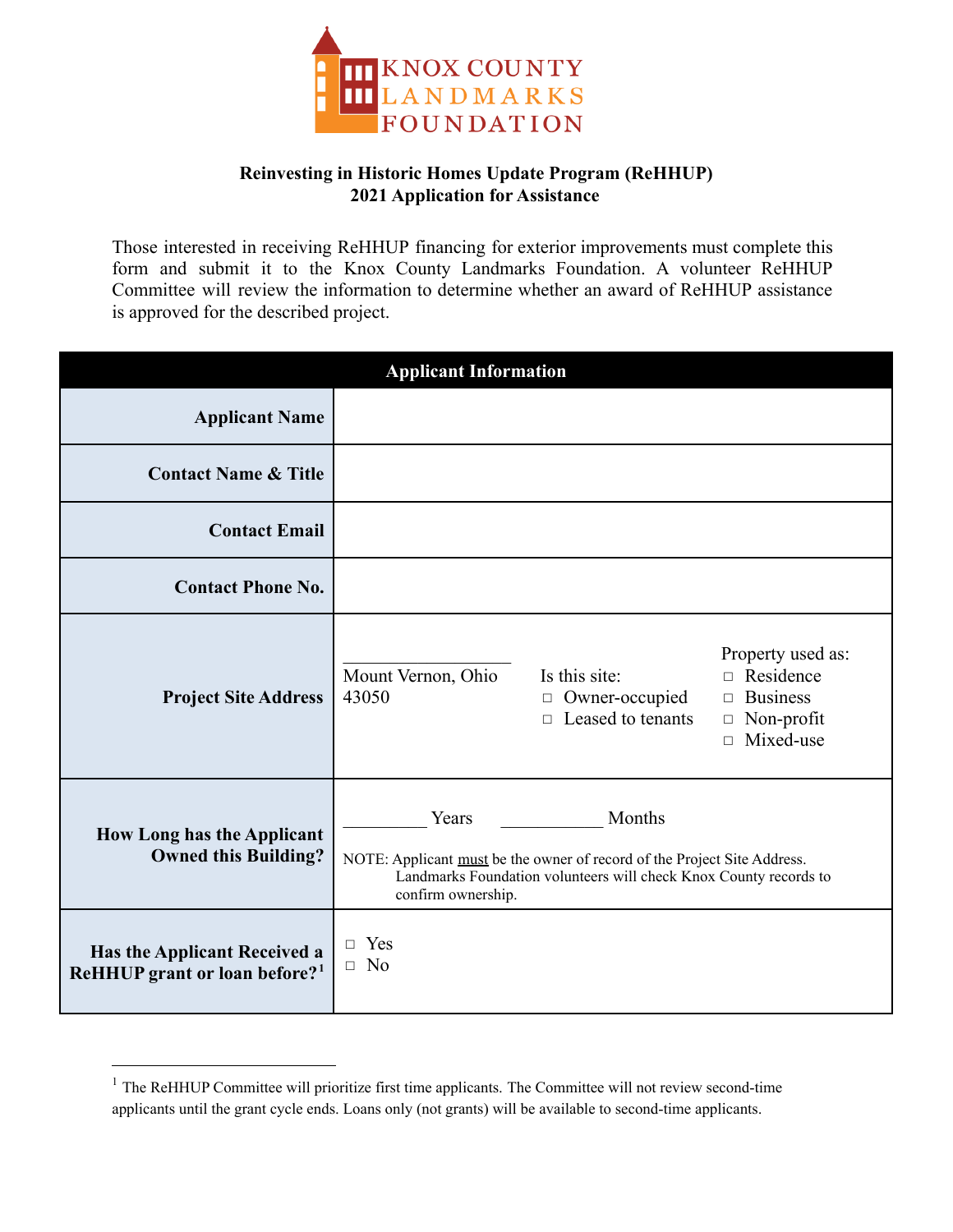KNOX COUNTY LANDMARKS FOUNDATION

**Reinvesting in Historic Homes Update Program (ReHHUP)**
**2021 Application for Assistance**

Those interested in receiving ReHHUP financing for exterior improvements must complete this form and submit it to the Knox County Landmarks Foundation. A volunteer ReHHUP Committee will review the information to determine whether an award of ReHHUP assistance is approved for the described project.

| Applicant Information | |
|---|---|
| **Applicant Name** | |
| **Contact Name & Title** | |
| **Contact Email** | |
| **Contact Phone No.** | |
| **Project Site Address** | ________________ Mount Vernon, Ohio 43050 — Is this site: □ Owner-occupied □ Leased to tenants — Property used as: □ Residence □ Business □ Non-profit □ Mixed-use |
| **How Long has the Applicant Owned this Building?** | ________ Years __________ Months<br>NOTE: Applicant must be the owner of record of the Project Site Address. Landmarks Foundation volunteers will check Knox County records to confirm ownership. |
| **Has the Applicant Received a ReHHUP grant or loan before?**[1] | □ Yes<br>□ No |

[1] The ReHHUP Committee will prioritize first time applicants. The Committee will not review second-time applicants until the grant cycle ends. Loans only (not grants) will be available to second-time applicants.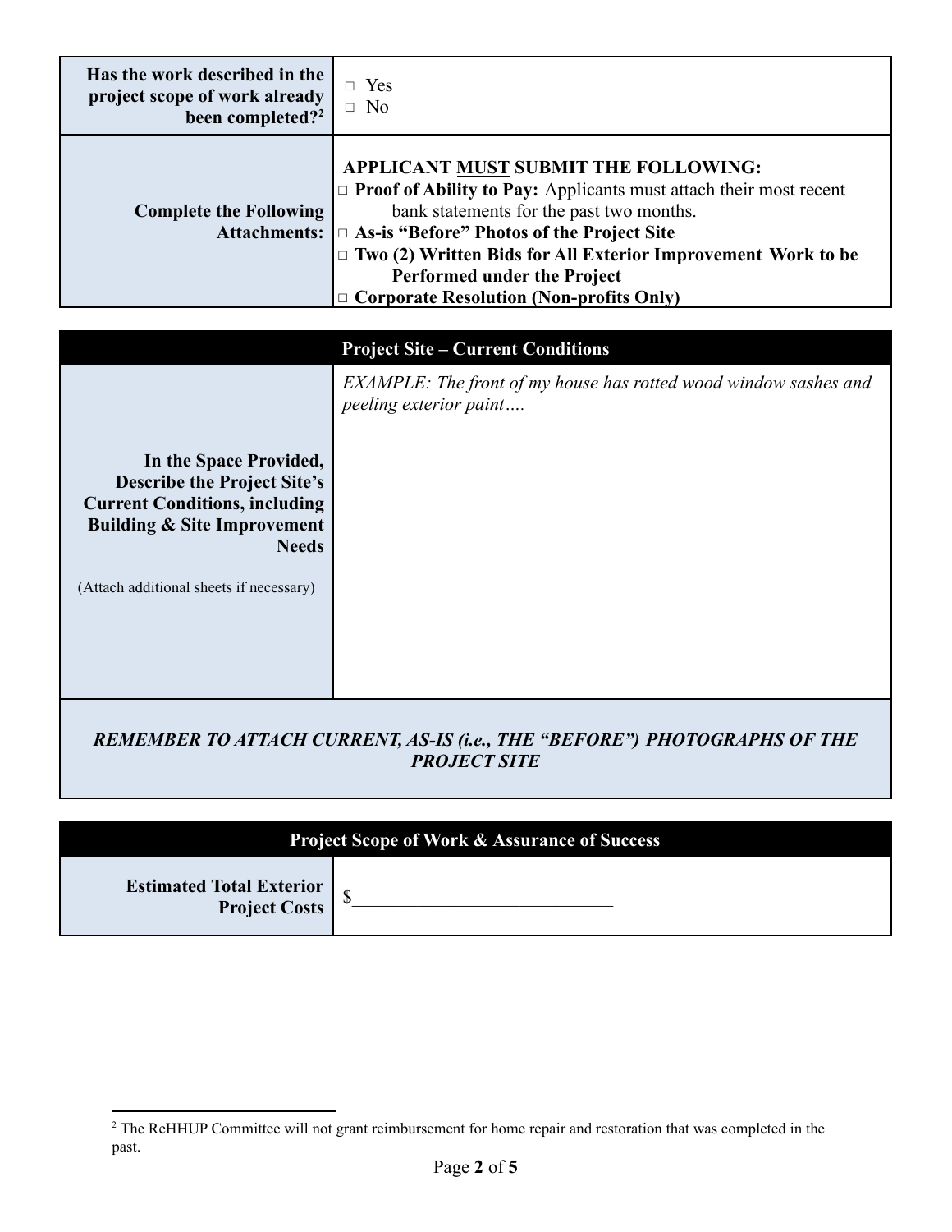| | |
|---|---|
| **Has the work described in the project scope of work already been completed?**[2] | □ Yes<br>□ No |
| **Complete the Following Attachments:** | **APPLICANT <u>MUST</u> SUBMIT THE FOLLOWING:**<br>□ **Proof of Ability to Pay:** Applicants must attach their most recent bank statements for the past two months.<br>□ **As-is "Before" Photos of the Project Site**<br>□ **Two (2) Written Bids for All Exterior Improvement Work to be Performed under the Project**<br>□ **Corporate Resolution (Non-profits Only)** |

| **Project Site – Current Conditions** | |
|---|---|
| **In the Space Provided, Describe the Project Site's Current Conditions, including Building & Site Improvement Needs**<br><br>(Attach additional sheets if necessary) | *EXAMPLE: The front of my house has rotted wood window sashes and peeling exterior paint….* |
| ***REMEMBER TO ATTACH CURRENT, AS-IS (i.e., THE "BEFORE") PHOTOGRAPHS OF THE PROJECT SITE*** | |

| **Project Scope of Work & Assurance of Success** | |
|---|---|
| **Estimated Total Exterior Project Costs** | $\_\_\_\_\_\_\_\_\_\_\_\_\_\_\_\_\_\_\_\_\_\_\_\_\_\_\_\_ |

[2] The ReHHUP Committee will not grant reimbursement for home repair and restoration that was completed in the past.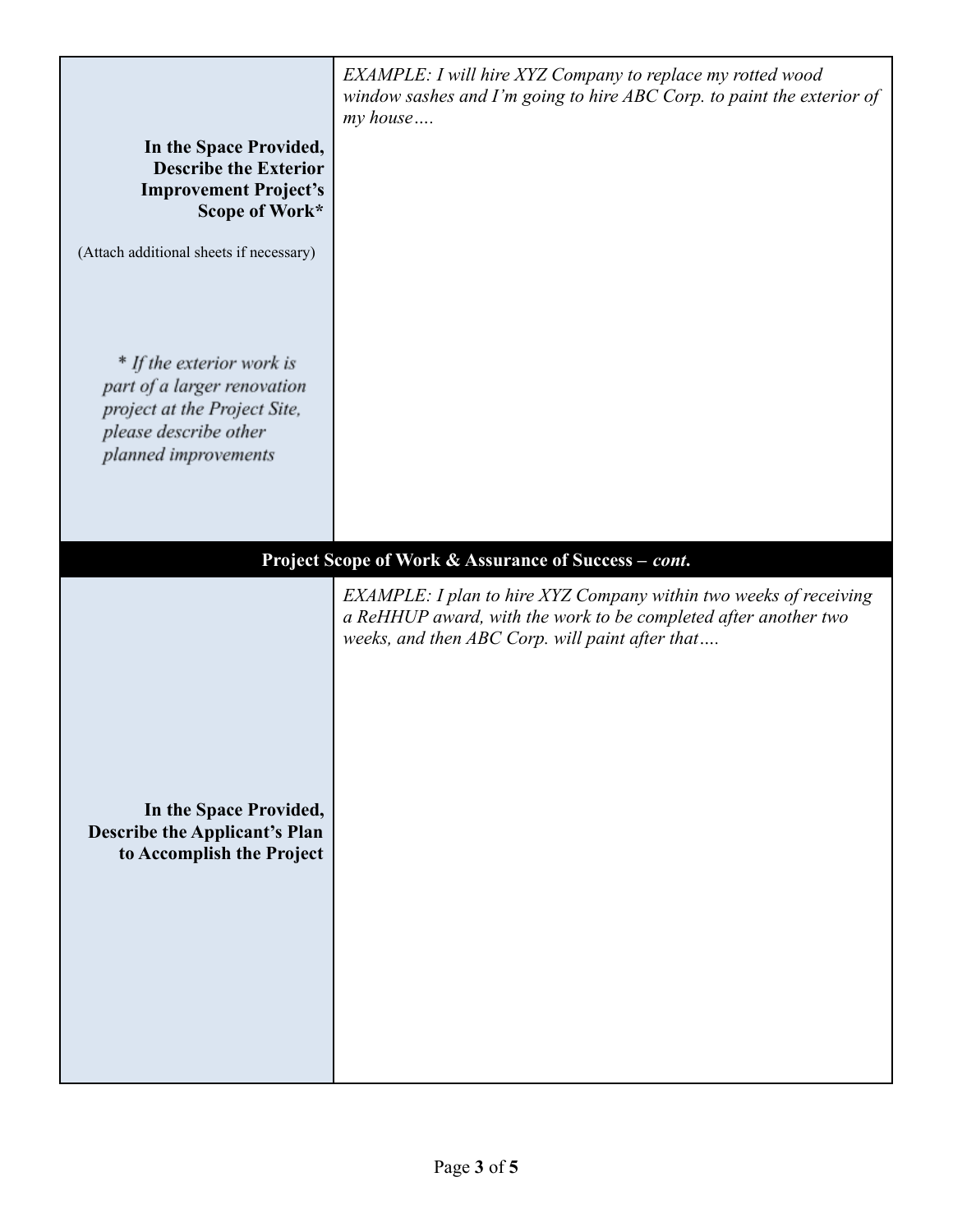| | |
|---|---|
| **In the Space Provided, Describe the Exterior Improvement Project's Scope of Work***<br><br>(Attach additional sheets if necessary)<br><br>*\* If the exterior work is part of a larger renovation project at the Project Site, please describe other planned improvements* | *EXAMPLE: I will hire XYZ Company to replace my rotted wood window sashes and I'm going to hire ABC Corp. to paint the exterior of my house….* |

**Project Scope of Work & Assurance of Success – *cont.***

| | |
|---|---|
| **In the Space Provided, Describe the Applicant's Plan to Accomplish the Project** | *EXAMPLE: I plan to hire XYZ Company within two weeks of receiving a ReHHUP award, with the work to be completed after another two weeks, and then ABC Corp. will paint after that….* |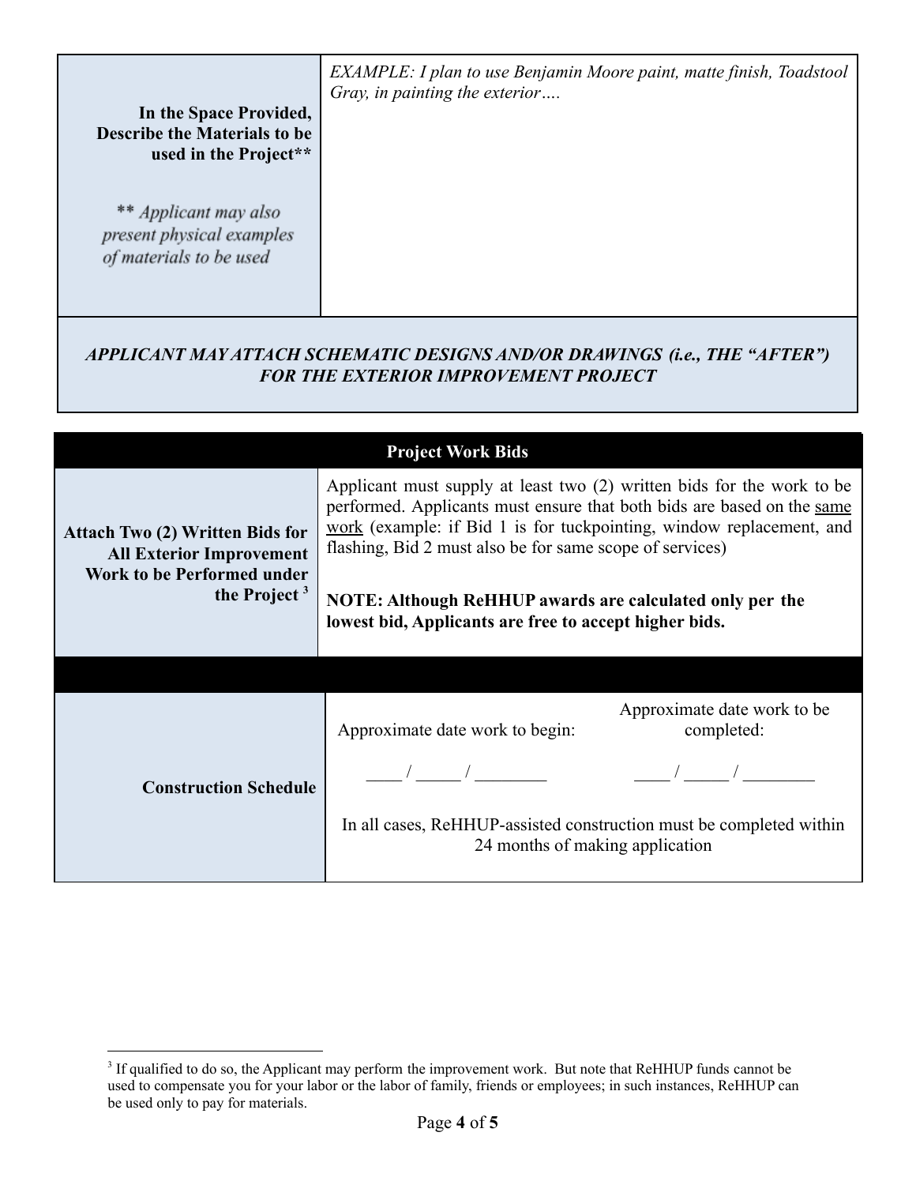| **In the Space Provided, Describe the Materials to be used in the Project**<br><br>** *Applicant may also present physical examples of materials to be used* | *EXAMPLE: I plan to use Benjamin Moore paint, matte finish, Toadstool Gray, in painting the exterior….* |
|---|---|

***APPLICANT MAY ATTACH SCHEMATIC DESIGNS AND/OR DRAWINGS (i.e., THE "AFTER") FOR THE EXTERIOR IMPROVEMENT PROJECT***

| **Project Work Bids** | |
|---|---|
| **Attach Two (2) Written Bids for All Exterior Improvement Work to be Performed under the Project [3]** | Applicant must supply at least two (2) written bids for the work to be performed. Applicants must ensure that both bids are based on the same work (example: if Bid 1 is for tuckpointing, window replacement, and flashing, Bid 2 must also be for same scope of services)<br><br>**NOTE: Although ReHHUP awards are calculated only per the lowest bid, Applicants are free to accept higher bids.** |
| | |
| **Construction Schedule** | Approximate date work to begin: ____ / _____ / ________<br><br>Approximate date work to be completed: ____ / _____ / ________<br><br>In all cases, ReHHUP-assisted construction must be completed within 24 months of making application |

[3] If qualified to do so, the Applicant may perform the improvement work. But note that ReHHUP funds cannot be used to compensate you for your labor or the labor of family, friends or employees; in such instances, ReHHUP can be used only to pay for materials.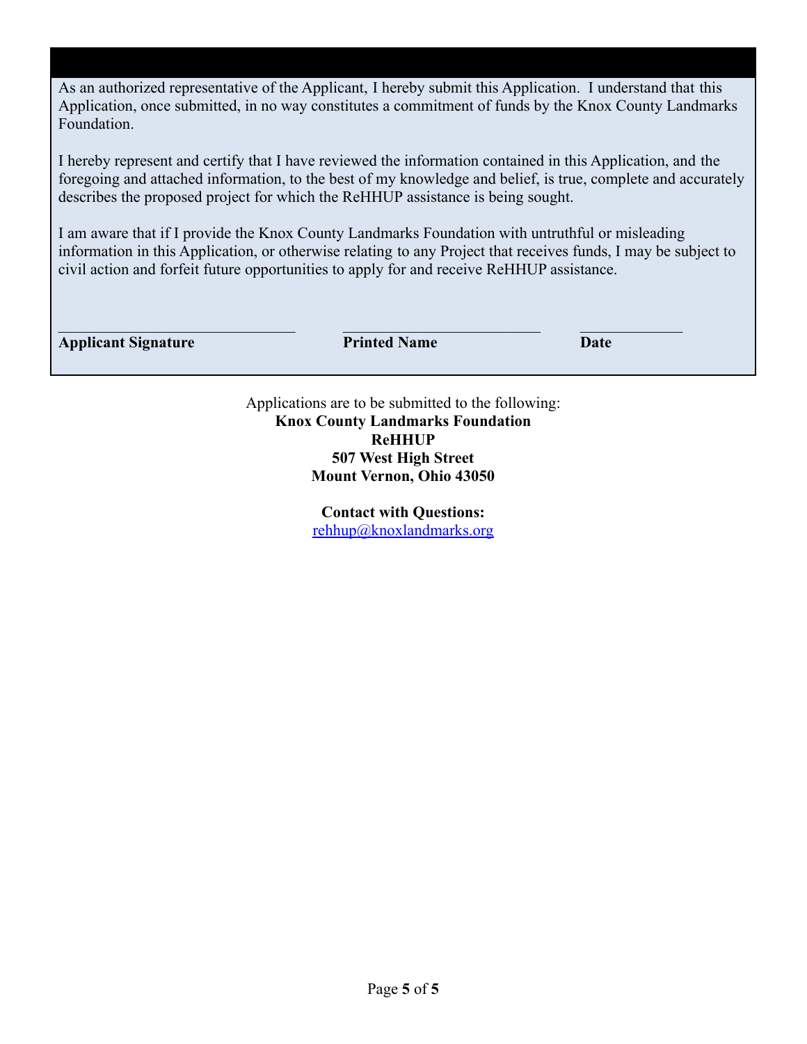As an authorized representative of the Applicant, I hereby submit this Application. I understand that this Application, once submitted, in no way constitutes a commitment of funds by the Knox County Landmarks Foundation.

I hereby represent and certify that I have reviewed the information contained in this Application, and the foregoing and attached information, to the best of my knowledge and belief, is true, complete and accurately describes the proposed project for which the ReHHUP assistance is being sought.

I am aware that if I provide the Knox County Landmarks Foundation with untruthful or misleading information in this Application, or otherwise relating to any Project that receives funds, I may be subject to civil action and forfeit future opportunities to apply for and receive ReHHUP assistance.

| | | |
|---|---|---|
| ______________________________ | __________________________ | _____________ |
| **Applicant Signature** | **Printed Name** | **Date** |

Applications are to be submitted to the following:
**Knox County Landmarks Foundation**
**ReHHUP**
**507 West High Street**
**Mount Vernon, Ohio 43050**

**Contact with Questions:**
rehhup@knoxlandmarks.org